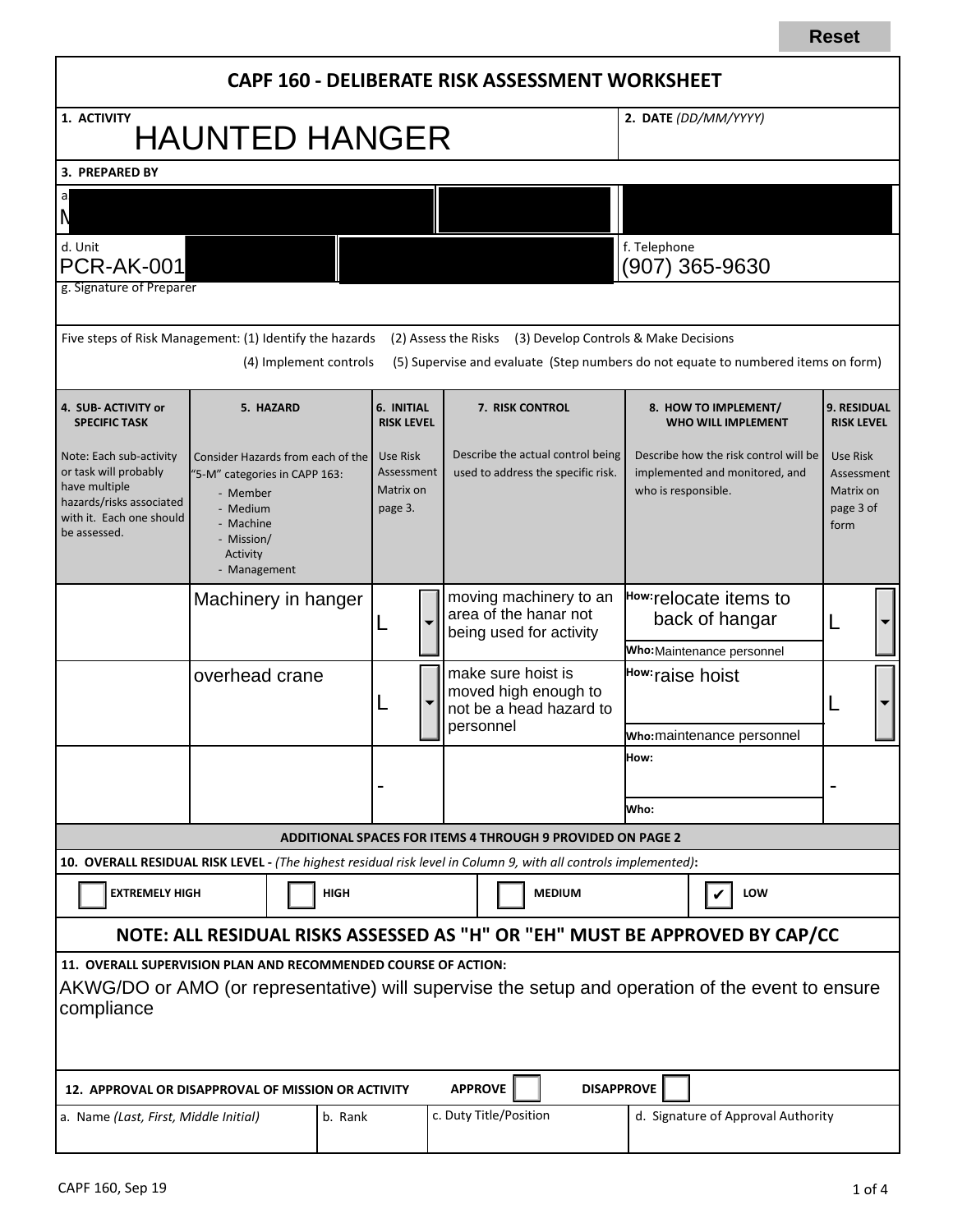Reset

# CAPF 160 - DELIBERATE RISK ASSESSMENT WORKSHEET

**1. ACTIVITY** HAUNTED HANGER

**2. DATE** *(DD/MM/YYYY)*

**3. PREPARED BY**

a N

d. Unit PCR-AK-001

f. Telephone (907) 365-9630

g. Signature of Preparer

Five steps of Risk Management: (1) Identify the hazards (2) Assess the Risks (3) Develop Controls & Make Decisions (4) Implement controls (5) Supervise and evaluate (Step numbers do not equate to numbered items on form)

| 4. SUB- ACTIVITY or SPECIFIC TASK | 5. HAZARD | 6. INITIAL RISK LEVEL | 7. RISK CONTROL | 8. HOW TO IMPLEMENT/ WHO WILL IMPLEMENT | 9. RESIDUAL RISK LEVEL |
|---|---|---|---|---|---|
| Note: Each sub-activity or task will probably have multiple hazards/risks associated with it. Each one should be assessed. | Consider Hazards from each of the "5-M" categories in CAPP 163: - Member - Medium - Machine - Mission/ Activity - Management | Use Risk Assessment Matrix on page 3. | Describe the actual control being used to address the specific risk. | Describe how the risk control will be implemented and monitored, and who is responsible. | Use Risk Assessment Matrix on page 3 of form |
| | Machinery in hanger | L | moving machinery to an area of the hanar not being used for activity | How: relocate items to back of hangar<br>Who: Maintenance personnel | L |
| | overhead crane | L | make sure hoist is moved high enough to not be a head hazard to personnel | How: raise hoist<br>Who: maintenance personnel | L |
| | | - | | How:<br>Who: | - |

**ADDITIONAL SPACES FOR ITEMS 4 THROUGH 9 PROVIDED ON PAGE 2**

**10. OVERALL RESIDUAL RISK LEVEL -** *(The highest residual risk level in Column 9, with all controls implemented)***:**

☐ EXTREMELY HIGH ☐ HIGH ☐ MEDIUM ☑ LOW

## NOTE: ALL RESIDUAL RISKS ASSESSED AS "H" OR "EH" MUST BE APPROVED BY CAP/CC

**11. OVERALL SUPERVISION PLAN AND RECOMMENDED COURSE OF ACTION:**

AKWG/DO or AMO (or representative) will supervise the setup and operation of the event to ensure compliance

**12. APPROVAL OR DISAPPROVAL OF MISSION OR ACTIVITY** APPROVE ☐ DISAPPROVE ☐

| a. Name *(Last, First, Middle Initial)* | b. Rank | c. Duty Title/Position | d. Signature of Approval Authority |
|---|---|---|---|
| | | | |

CAPF 160, Sep 19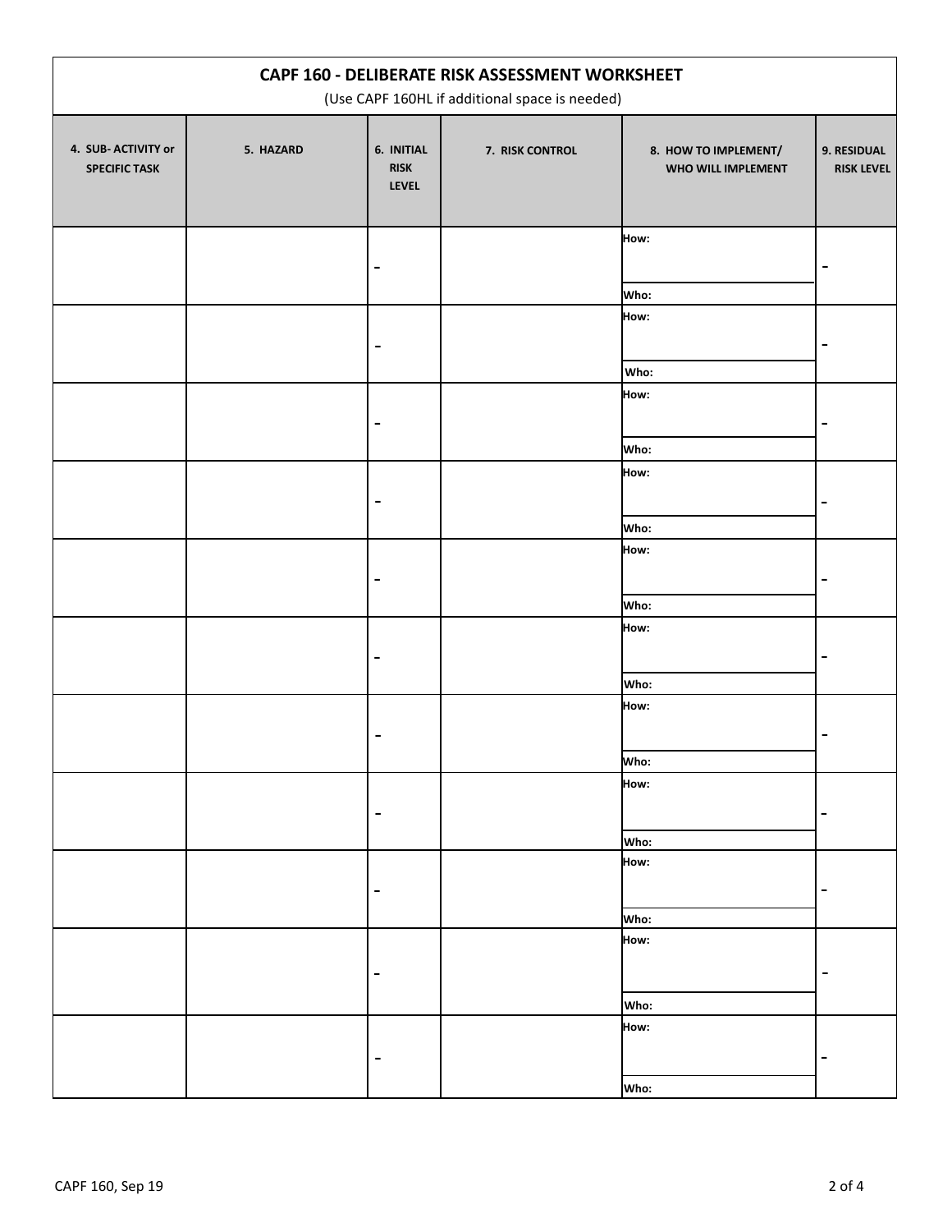# CAPF 160 - DELIBERATE RISK ASSESSMENT WORKSHEET

(Use CAPF 160HL if additional space is needed)

| 4. SUB- ACTIVITY or SPECIFIC TASK | 5. HAZARD | 6. INITIAL RISK LEVEL | 7. RISK CONTROL | 8. HOW TO IMPLEMENT/ WHO WILL IMPLEMENT | 9. RESIDUAL RISK LEVEL |
|---|---|---|---|---|---|
| | | - | | How: <br> Who: | - |
| | | - | | How: <br> Who: | - |
| | | - | | How: <br> Who: | - |
| | | - | | How: <br> Who: | - |
| | | - | | How: <br> Who: | - |
| | | - | | How: <br> Who: | - |
| | | - | | How: <br> Who: | - |
| | | - | | How: <br> Who: | - |
| | | - | | How: <br> Who: | - |
| | | - | | How: <br> Who: | - |
| | | - | | How: <br> Who: | - |

CAPF 160, Sep 19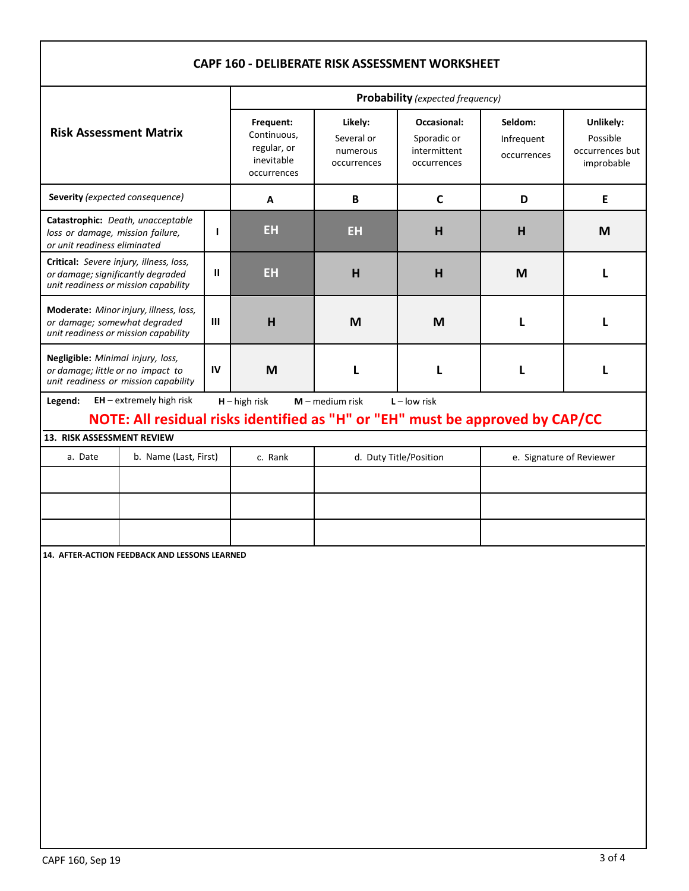## CAPF 160 - DELIBERATE RISK ASSESSMENT WORKSHEET

| Risk Assessment Matrix | | Probability *(expected frequency)* | | | | |
|---|---|---|---|---|---|---|
| | | **Frequent:** Continuous, regular, or inevitable occurrences | **Likely:** Several or numerous occurrences | **Occasional:** Sporadic or intermittent occurrences | **Seldom:** Infrequent occurrences | **Unlikely:** Possible occurrences but improbable |
| **Severity** *(expected consequence)* | | **A** | **B** | **C** | **D** | **E** |
| **Catastrophic:** *Death, unacceptable loss or damage, mission failure, or unit readiness eliminated* | **I** | **EH** | **EH** | **H** | **H** | **M** |
| **Critical:** *Severe injury, illness, loss, or damage; significantly degraded unit readiness or mission capability* | **II** | **EH** | **H** | **H** | **M** | **L** |
| **Moderate:** *Minor injury, illness, loss, or damage; somewhat degraded unit readiness or mission capability* | **III** | **H** | **M** | **M** | **L** | **L** |
| **Negligible:** *Minimal injury, loss, or damage; little or no impact to unit readiness or mission capability* | **IV** | **M** | **L** | **L** | **L** | **L** |

**Legend:** **EH** – extremely high risk **H** – high risk **M** – medium risk **L** – low risk

**NOTE: All residual risks identified as "H" or "EH" must be approved by CAP/CC**

**13. RISK ASSESSMENT REVIEW**

| a. Date | b. Name (Last, First) | c. Rank | d. Duty Title/Position | e. Signature of Reviewer |
|---|---|---|---|---|
| | | | | |
| | | | | |
| | | | | |

**14. AFTER-ACTION FEEDBACK AND LESSONS LEARNED**

CAPF 160, Sep 19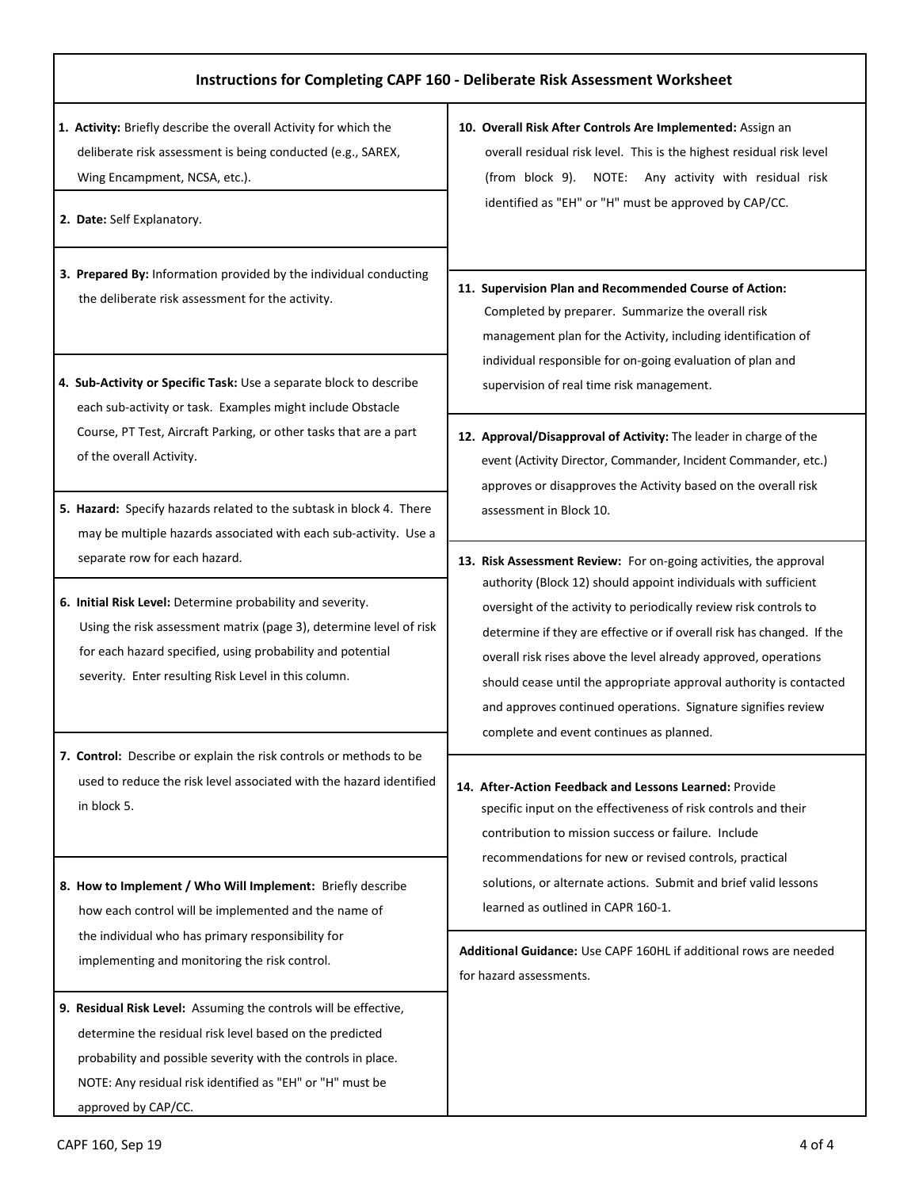## Instructions for Completing CAPF 160 - Deliberate Risk Assessment Worksheet

**1. Activity:** Briefly describe the overall Activity for which the deliberate risk assessment is being conducted (e.g., SAREX, Wing Encampment, NCSA, etc.).

**2. Date:** Self Explanatory.

**3. Prepared By:** Information provided by the individual conducting the deliberate risk assessment for the activity.

**4. Sub-Activity or Specific Task:** Use a separate block to describe each sub-activity or task. Examples might include Obstacle Course, PT Test, Aircraft Parking, or other tasks that are a part of the overall Activity.

**5. Hazard:** Specify hazards related to the subtask in block 4. There may be multiple hazards associated with each sub-activity. Use a separate row for each hazard.

**6. Initial Risk Level:** Determine probability and severity. Using the risk assessment matrix (page 3), determine level of risk for each hazard specified, using probability and potential severity. Enter resulting Risk Level in this column.

**7. Control:** Describe or explain the risk controls or methods to be used to reduce the risk level associated with the hazard identified in block 5.

**8. How to Implement / Who Will Implement:** Briefly describe how each control will be implemented and the name of the individual who has primary responsibility for implementing and monitoring the risk control.

**9. Residual Risk Level:** Assuming the controls will be effective, determine the residual risk level based on the predicted probability and possible severity with the controls in place. NOTE: Any residual risk identified as "EH" or "H" must be approved by CAP/CC.

**10. Overall Risk After Controls Are Implemented:** Assign an overall residual risk level. This is the highest residual risk level (from block 9). NOTE: Any activity with residual risk identified as "EH" or "H" must be approved by CAP/CC.

**11. Supervision Plan and Recommended Course of Action:** Completed by preparer. Summarize the overall risk management plan for the Activity, including identification of individual responsible for on-going evaluation of plan and supervision of real time risk management.

**12. Approval/Disapproval of Activity:** The leader in charge of the event (Activity Director, Commander, Incident Commander, etc.) approves or disapproves the Activity based on the overall risk assessment in Block 10.

**13. Risk Assessment Review:** For on-going activities, the approval authority (Block 12) should appoint individuals with sufficient oversight of the activity to periodically review risk controls to determine if they are effective or if overall risk has changed. If the overall risk rises above the level already approved, operations should cease until the appropriate approval authority is contacted and approves continued operations. Signature signifies review complete and event continues as planned.

**14. After-Action Feedback and Lessons Learned:** Provide specific input on the effectiveness of risk controls and their contribution to mission success or failure. Include recommendations for new or revised controls, practical solutions, or alternate actions. Submit and brief valid lessons learned as outlined in CAPR 160-1.

**Additional Guidance:** Use CAPF 160HL if additional rows are needed for hazard assessments.

CAPF 160, Sep 19